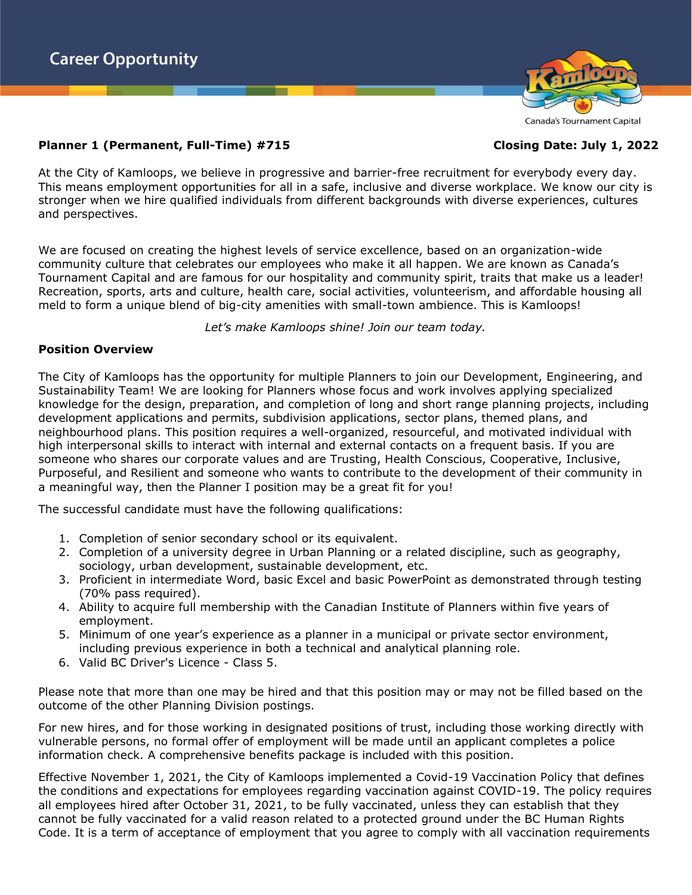# Career Opportunity

Canada's Tournament Capital

**Planner 1 (Permanent, Full-Time) #715** **Closing Date: July 1, 2022**

At the City of Kamloops, we believe in progressive and barrier-free recruitment for everybody every day. This means employment opportunities for all in a safe, inclusive and diverse workplace. We know our city is stronger when we hire qualified individuals from different backgrounds with diverse experiences, cultures and perspectives.

We are focused on creating the highest levels of service excellence, based on an organization-wide community culture that celebrates our employees who make it all happen. We are known as Canada's Tournament Capital and are famous for our hospitality and community spirit, traits that make us a leader! Recreation, sports, arts and culture, health care, social activities, volunteerism, and affordable housing all meld to form a unique blend of big-city amenities with small-town ambience. This is Kamloops!

*Let's make Kamloops shine! Join our team today.*

**Position Overview**

The City of Kamloops has the opportunity for multiple Planners to join our Development, Engineering, and Sustainability Team! We are looking for Planners whose focus and work involves applying specialized knowledge for the design, preparation, and completion of long and short range planning projects, including development applications and permits, subdivision applications, sector plans, themed plans, and neighbourhood plans. This position requires a well-organized, resourceful, and motivated individual with high interpersonal skills to interact with internal and external contacts on a frequent basis. If you are someone who shares our corporate values and are Trusting, Health Conscious, Cooperative, Inclusive, Purposeful, and Resilient and someone who wants to contribute to the development of their community in a meaningful way, then the Planner I position may be a great fit for you!

The successful candidate must have the following qualifications:

1. Completion of senior secondary school or its equivalent.
2. Completion of a university degree in Urban Planning or a related discipline, such as geography, sociology, urban development, sustainable development, etc.
3. Proficient in intermediate Word, basic Excel and basic PowerPoint as demonstrated through testing (70% pass required).
4. Ability to acquire full membership with the Canadian Institute of Planners within five years of employment.
5. Minimum of one year's experience as a planner in a municipal or private sector environment, including previous experience in both a technical and analytical planning role.
6. Valid BC Driver's Licence - Class 5.

Please note that more than one may be hired and that this position may or may not be filled based on the outcome of the other Planning Division postings.

For new hires, and for those working in designated positions of trust, including those working directly with vulnerable persons, no formal offer of employment will be made until an applicant completes a police information check. A comprehensive benefits package is included with this position.

Effective November 1, 2021, the City of Kamloops implemented a Covid-19 Vaccination Policy that defines the conditions and expectations for employees regarding vaccination against COVID-19. The policy requires all employees hired after October 31, 2021, to be fully vaccinated, unless they can establish that they cannot be fully vaccinated for a valid reason related to a protected ground under the BC Human Rights Code. It is a term of acceptance of employment that you agree to comply with all vaccination requirements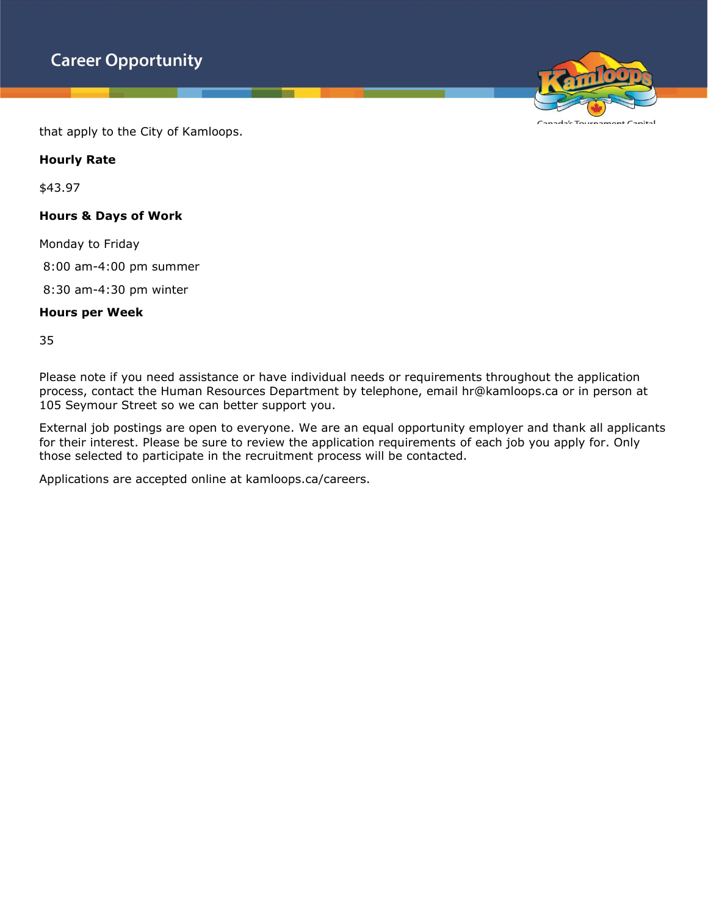that apply to the City of Kamloops.

**Hourly Rate**

$43.97

**Hours & Days of Work**

Monday to Friday

8:00 am-4:00 pm summer

8:30 am-4:30 pm winter

**Hours per Week**

35

Please note if you need assistance or have individual needs or requirements throughout the application process, contact the Human Resources Department by telephone, email hr@kamloops.ca or in person at 105 Seymour Street so we can better support you.

External job postings are open to everyone. We are an equal opportunity employer and thank all applicants for their interest. Please be sure to review the application requirements of each job you apply for. Only those selected to participate in the recruitment process will be contacted.

Applications are accepted online at kamloops.ca/careers.